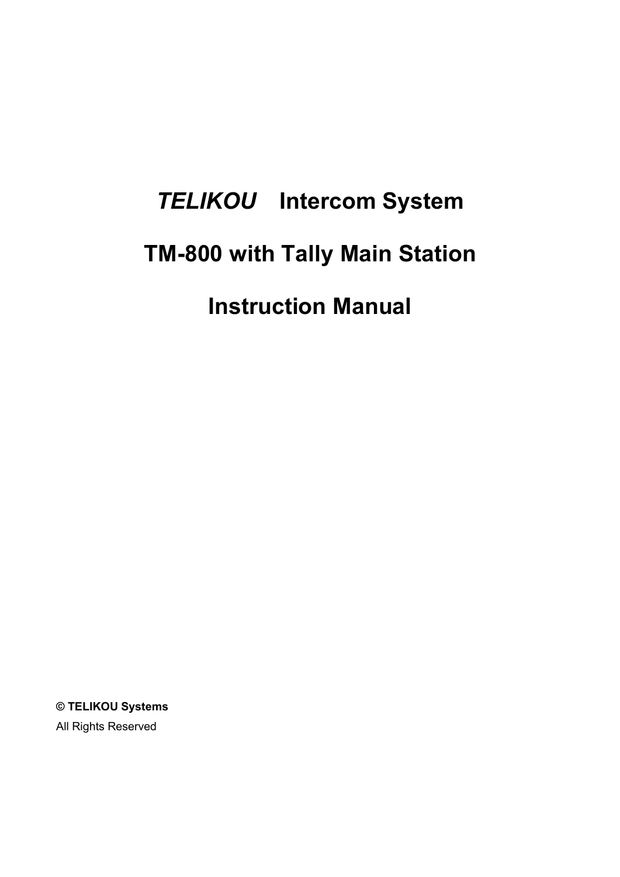# *TELIKOU* Intercom System

# TM-800 with Tally Main Station

# Instruction Manual

**© TELIKOU Systems**

All Rights Reserved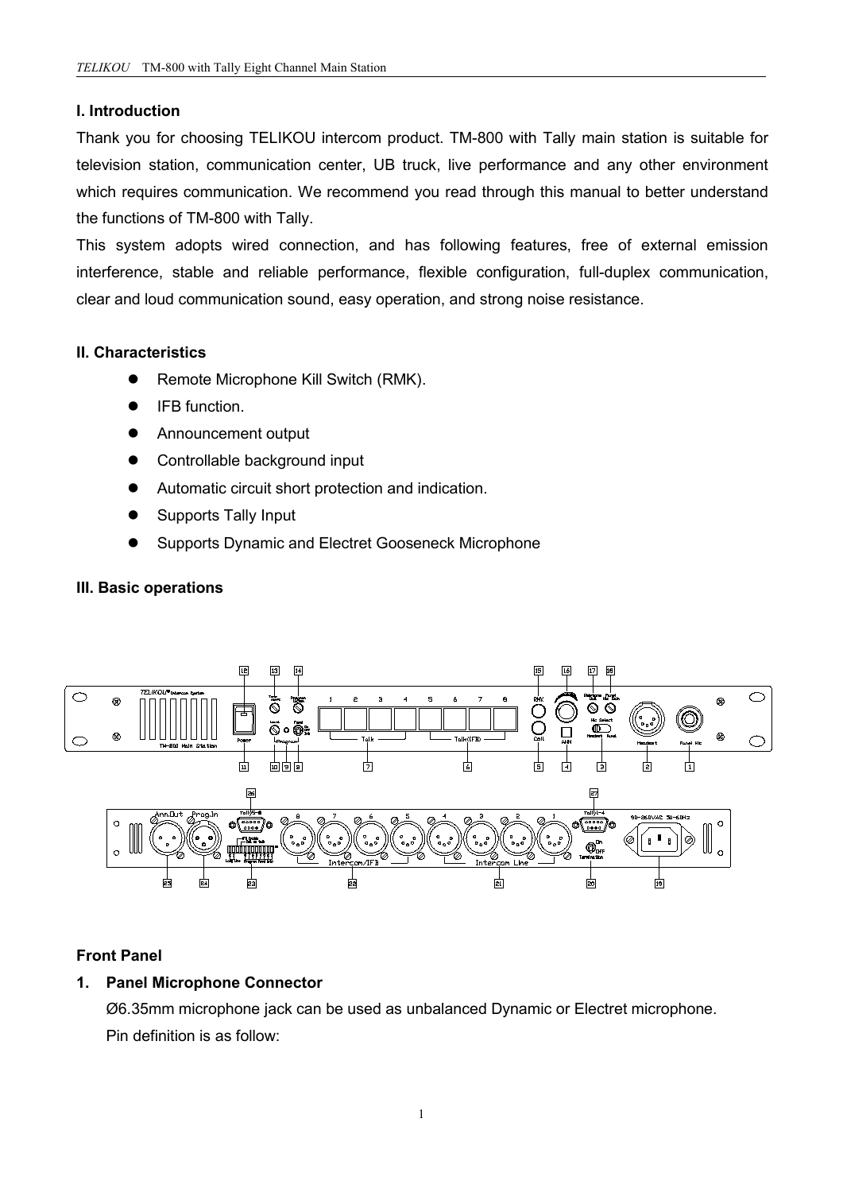## I. Introduction

Thank you for choosing TELIKOU intercom product. TM-800 with Tally main station is suitable for television station, communication center, UB truck, live performance and any other environment which requires communication. We recommend you read through this manual to better understand the functions of TM-800 with Tally.

This system adopts wired connection, and has following features, free of external emission interference, stable and reliable performance, flexible configuration, full-duplex communication, clear and loud communication sound, easy operation, and strong noise resistance.

## II. Characteristics

- Remote Microphone Kill Switch (RMK).
- IFB function.
- Announcement output
- Controllable background input
- Automatic circuit short protection and indication.
- Supports Tally Input
- Supports Dynamic and Electret Gooseneck Microphone

## III. Basic operations

### Front Panel

**1. Panel Microphone Connector**

Ø6.35mm microphone jack can be used as unbalanced Dynamic or Electret microphone.

Pin definition is as follow: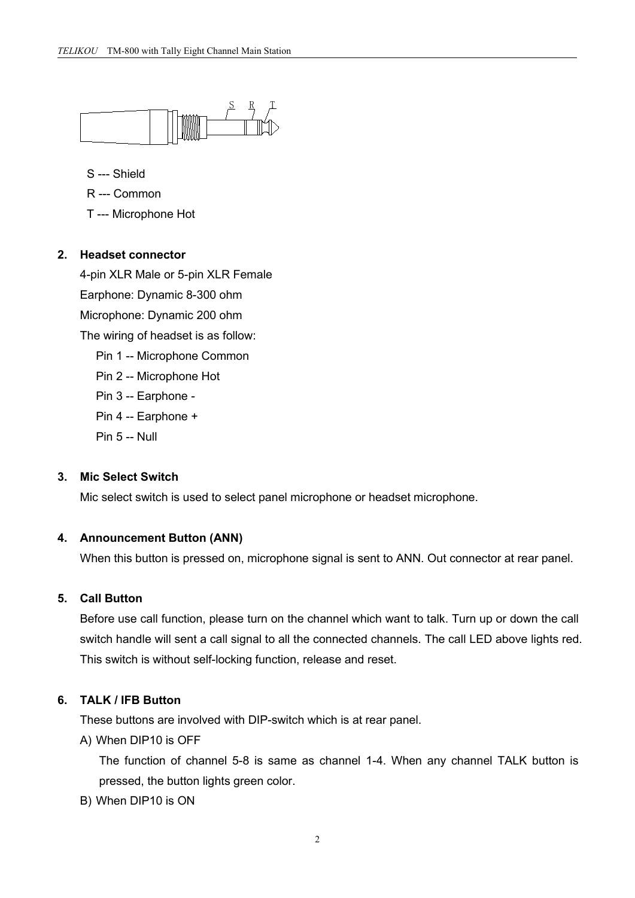S --- Shield

R --- Common

T --- Microphone Hot

**2. Headset connector**

4-pin XLR Male or 5-pin XLR Female

Earphone: Dynamic 8-300 ohm

Microphone: Dynamic 200 ohm

The wiring of headset is as follow:

- Pin 1 -- Microphone Common
- Pin 2 -- Microphone Hot
- Pin 3 -- Earphone -
- Pin 4 -- Earphone +
- Pin 5 -- Null

**3. Mic Select Switch**

Mic select switch is used to select panel microphone or headset microphone.

**4. Announcement Button (ANN)**

When this button is pressed on, microphone signal is sent to ANN. Out connector at rear panel.

**5. Call Button**

Before use call function, please turn on the channel which want to talk. Turn up or down the call switch handle will sent a call signal to all the connected channels. The call LED above lights red. This switch is without self-locking function, release and reset.

**6. TALK / IFB Button**

These buttons are involved with DIP-switch which is at rear panel.

A) When DIP10 is OFF

The function of channel 5-8 is same as channel 1-4. When any channel TALK button is pressed, the button lights green color.

B) When DIP10 is ON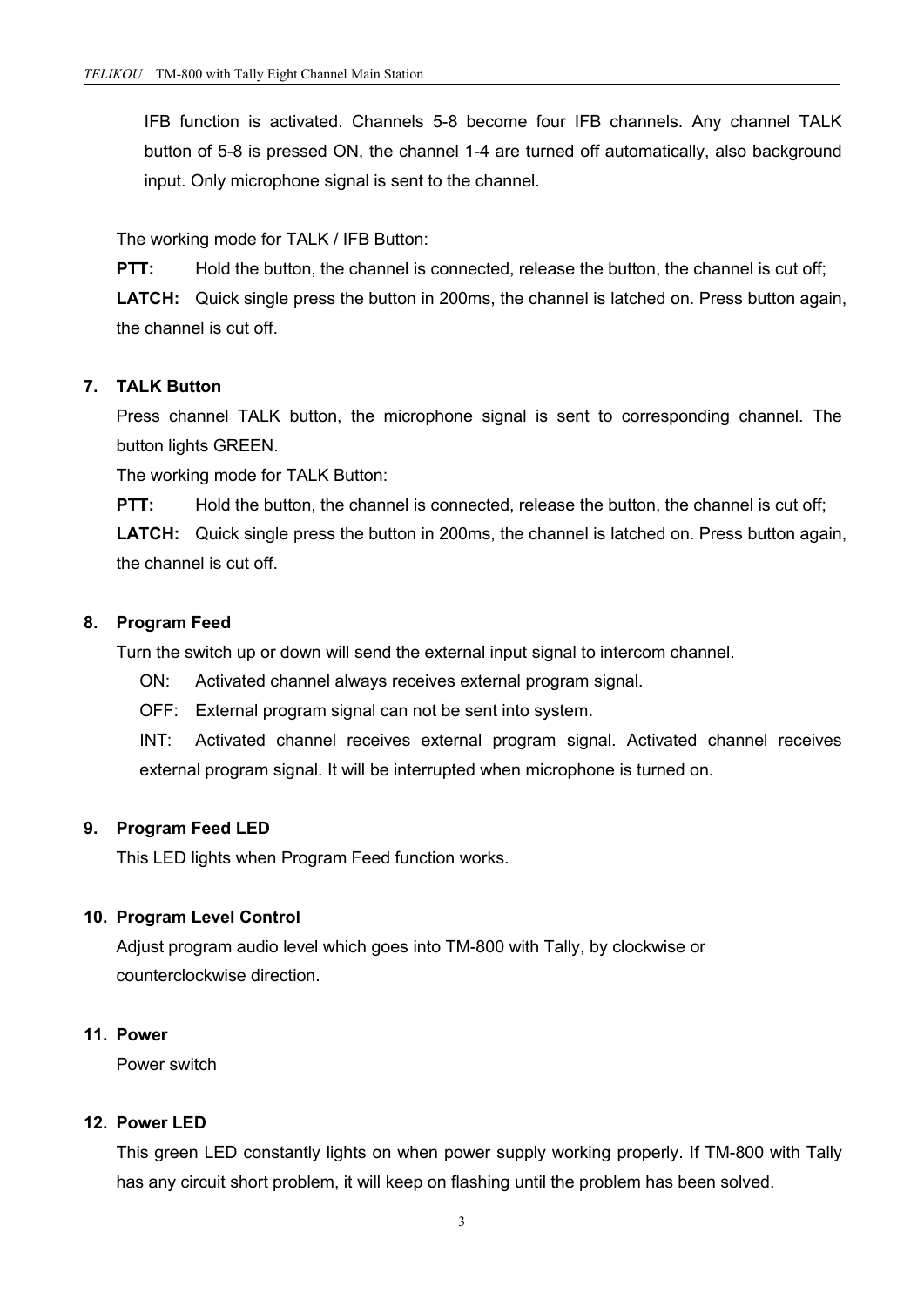IFB function is activated. Channels 5-8 become four IFB channels. Any channel TALK button of 5-8 is pressed ON, the channel 1-4 are turned off automatically, also background input. Only microphone signal is sent to the channel.

The working mode for TALK / IFB Button:

**PTT:** Hold the button, the channel is connected, release the button, the channel is cut off;

**LATCH:** Quick single press the button in 200ms, the channel is latched on. Press button again, the channel is cut off.

**7. TALK Button**

Press channel TALK button, the microphone signal is sent to corresponding channel. The button lights GREEN.

The working mode for TALK Button:

**PTT:** Hold the button, the channel is connected, release the button, the channel is cut off;

**LATCH:** Quick single press the button in 200ms, the channel is latched on. Press button again, the channel is cut off.

**8. Program Feed**

Turn the switch up or down will send the external input signal to intercom channel.

ON: Activated channel always receives external program signal.

OFF: External program signal can not be sent into system.

INT: Activated channel receives external program signal. Activated channel receives external program signal. It will be interrupted when microphone is turned on.

**9. Program Feed LED**

This LED lights when Program Feed function works.

**10. Program Level Control**

Adjust program audio level which goes into TM-800 with Tally, by clockwise or counterclockwise direction.

**11. Power**

Power switch

**12. Power LED**

This green LED constantly lights on when power supply working properly. If TM-800 with Tally has any circuit short problem, it will keep on flashing until the problem has been solved.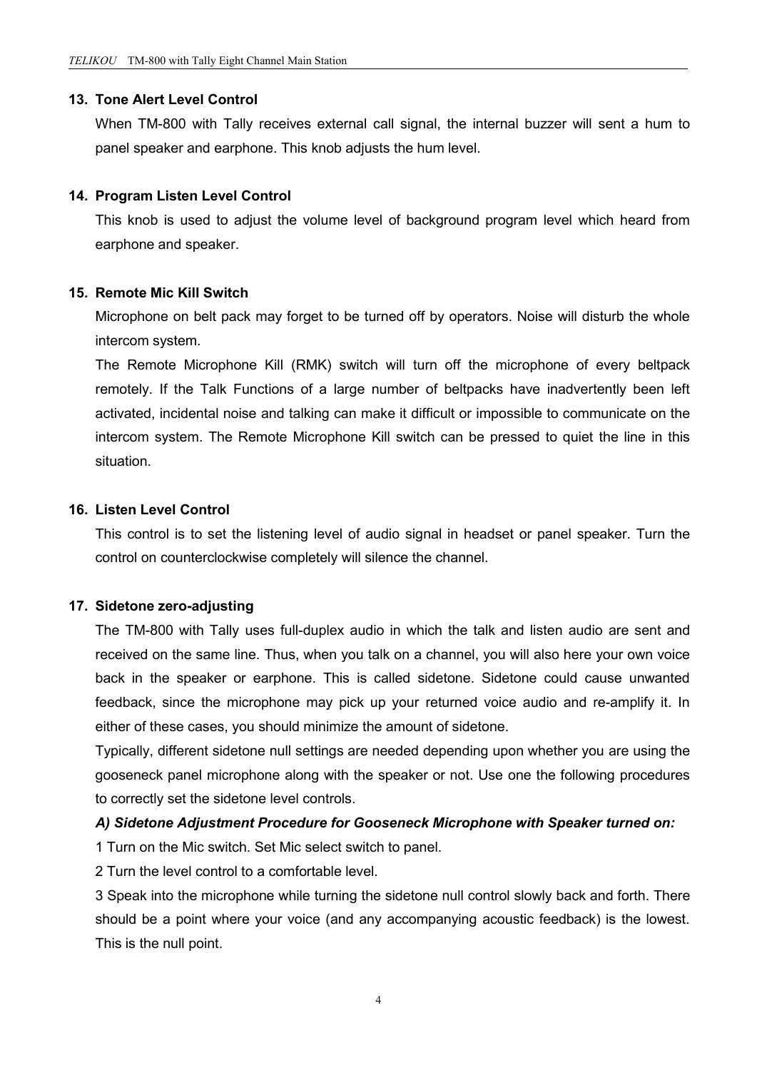**13. Tone Alert Level Control**

When TM-800 with Tally receives external call signal, the internal buzzer will sent a hum to panel speaker and earphone. This knob adjusts the hum level.

**14. Program Listen Level Control**

This knob is used to adjust the volume level of background program level which heard from earphone and speaker.

**15. Remote Mic Kill Switch**

Microphone on belt pack may forget to be turned off by operators. Noise will disturb the whole intercom system.

The Remote Microphone Kill (RMK) switch will turn off the microphone of every beltpack remotely. If the Talk Functions of a large number of beltpacks have inadvertently been left activated, incidental noise and talking can make it difficult or impossible to communicate on the intercom system. The Remote Microphone Kill switch can be pressed to quiet the line in this situation.

**16. Listen Level Control**

This control is to set the listening level of audio signal in headset or panel speaker. Turn the control on counterclockwise completely will silence the channel.

**17. Sidetone zero-adjusting**

The TM-800 with Tally uses full-duplex audio in which the talk and listen audio are sent and received on the same line. Thus, when you talk on a channel, you will also here your own voice back in the speaker or earphone. This is called sidetone. Sidetone could cause unwanted feedback, since the microphone may pick up your returned voice audio and re-amplify it. In either of these cases, you should minimize the amount of sidetone.

Typically, different sidetone null settings are needed depending upon whether you are using the gooseneck panel microphone along with the speaker or not. Use one the following procedures to correctly set the sidetone level controls.

***A) Sidetone Adjustment Procedure for Gooseneck Microphone with Speaker turned on:***

1 Turn on the Mic switch. Set Mic select switch to panel.

2 Turn the level control to a comfortable level.

3 Speak into the microphone while turning the sidetone null control slowly back and forth. There should be a point where your voice (and any accompanying acoustic feedback) is the lowest. This is the null point.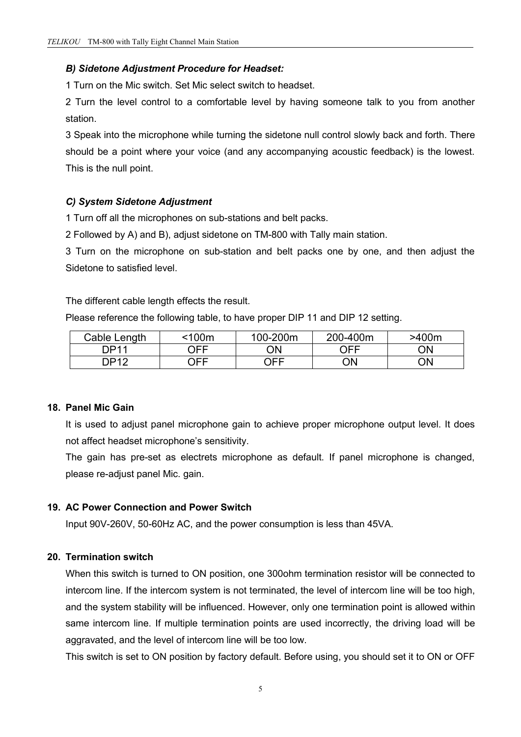***B) Sidetone Adjustment Procedure for Headset:***

1 Turn on the Mic switch. Set Mic select switch to headset.

2 Turn the level control to a comfortable level by having someone talk to you from another station.

3 Speak into the microphone while turning the sidetone null control slowly back and forth. There should be a point where your voice (and any accompanying acoustic feedback) is the lowest. This is the null point.

***C) System Sidetone Adjustment***

1 Turn off all the microphones on sub-stations and belt packs.

2 Followed by A) and B), adjust sidetone on TM-800 with Tally main station.

3 Turn on the microphone on sub-station and belt packs one by one, and then adjust the Sidetone to satisfied level.

The different cable length effects the result.

Please reference the following table, to have proper DIP 11 and DIP 12 setting.

| Cable Length | <100m | 100-200m | 200-400m | >400m |
|---|---|---|---|---|
| DP11 | OFF | ON | OFF | ON |
| DP12 | OFF | OFF | ON | ON |

**18. Panel Mic Gain**

It is used to adjust panel microphone gain to achieve proper microphone output level. It does not affect headset microphone's sensitivity.

The gain has pre-set as electrets microphone as default. If panel microphone is changed, please re-adjust panel Mic. gain.

**19. AC Power Connection and Power Switch**

Input 90V-260V, 50-60Hz AC, and the power consumption is less than 45VA.

**20. Termination switch**

When this switch is turned to ON position, one 300ohm termination resistor will be connected to intercom line. If the intercom system is not terminated, the level of intercom line will be too high, and the system stability will be influenced. However, only one termination point is allowed within same intercom line. If multiple termination points are used incorrectly, the driving load will be aggravated, and the level of intercom line will be too low.

This switch is set to ON position by factory default. Before using, you should set it to ON or OFF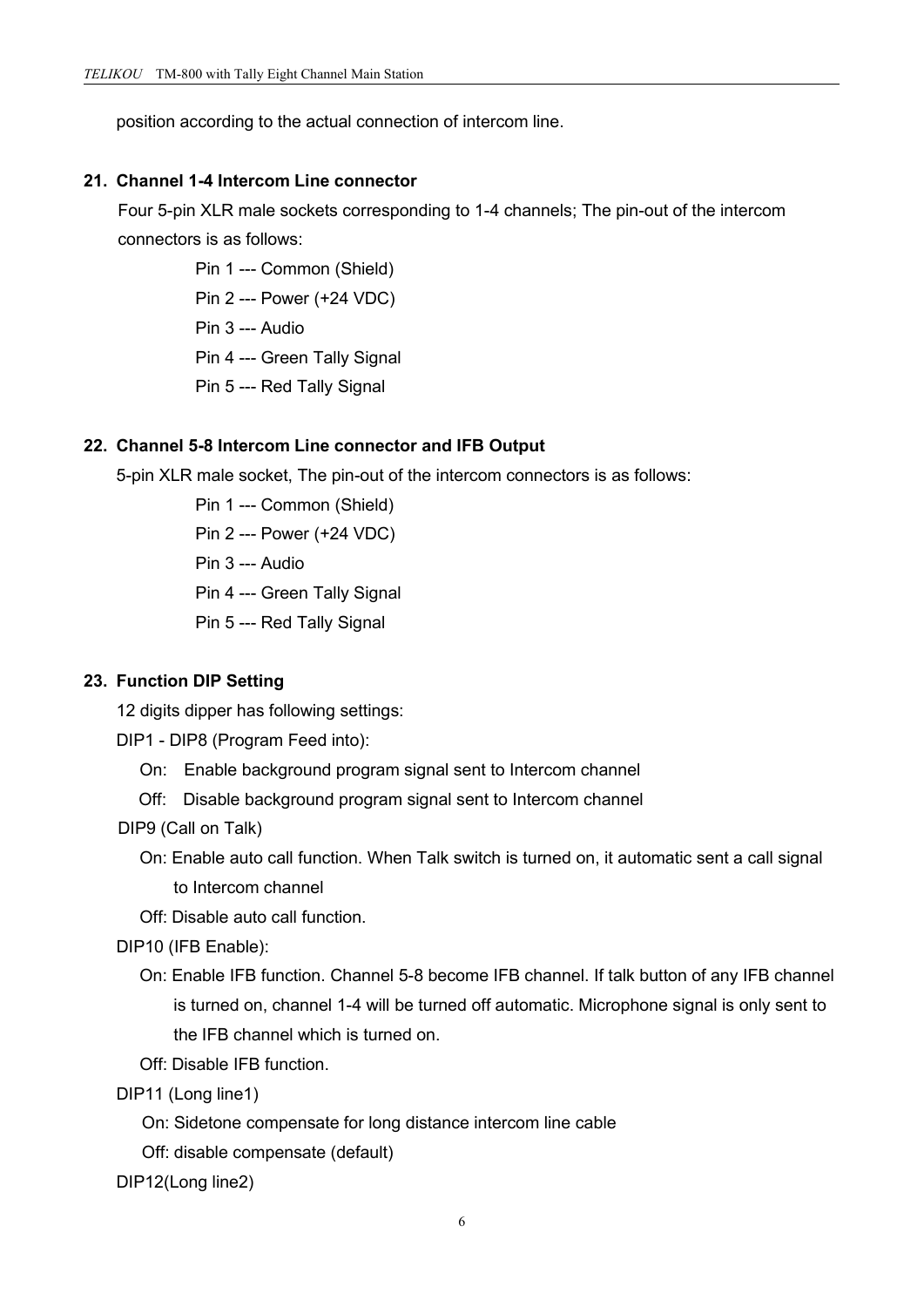position according to the actual connection of intercom line.

## 21. Channel 1-4 Intercom Line connector

Four 5-pin XLR male sockets corresponding to 1-4 channels; The pin-out of the intercom connectors is as follows:

- Pin 1 --- Common (Shield)
- Pin 2 --- Power (+24 VDC)
- Pin 3 --- Audio
- Pin 4 --- Green Tally Signal
- Pin 5 --- Red Tally Signal

## 22. Channel 5-8 Intercom Line connector and IFB Output

5-pin XLR male socket, The pin-out of the intercom connectors is as follows:

- Pin 1 --- Common (Shield)
- Pin 2 --- Power (+24 VDC)
- Pin 3 --- Audio
- Pin 4 --- Green Tally Signal
- Pin 5 --- Red Tally Signal

## 23. Function DIP Setting

12 digits dipper has following settings:

DIP1 - DIP8 (Program Feed into):

- On: Enable background program signal sent to Intercom channel
- Off: Disable background program signal sent to Intercom channel

DIP9 (Call on Talk)

- On: Enable auto call function. When Talk switch is turned on, it automatic sent a call signal to Intercom channel
- Off: Disable auto call function.

DIP10 (IFB Enable):

- On: Enable IFB function. Channel 5-8 become IFB channel. If talk button of any IFB channel is turned on, channel 1-4 will be turned off automatic. Microphone signal is only sent to the IFB channel which is turned on.
- Off: Disable IFB function.

DIP11 (Long line1)

- On: Sidetone compensate for long distance intercom line cable
- Off: disable compensate (default)

DIP12(Long line2)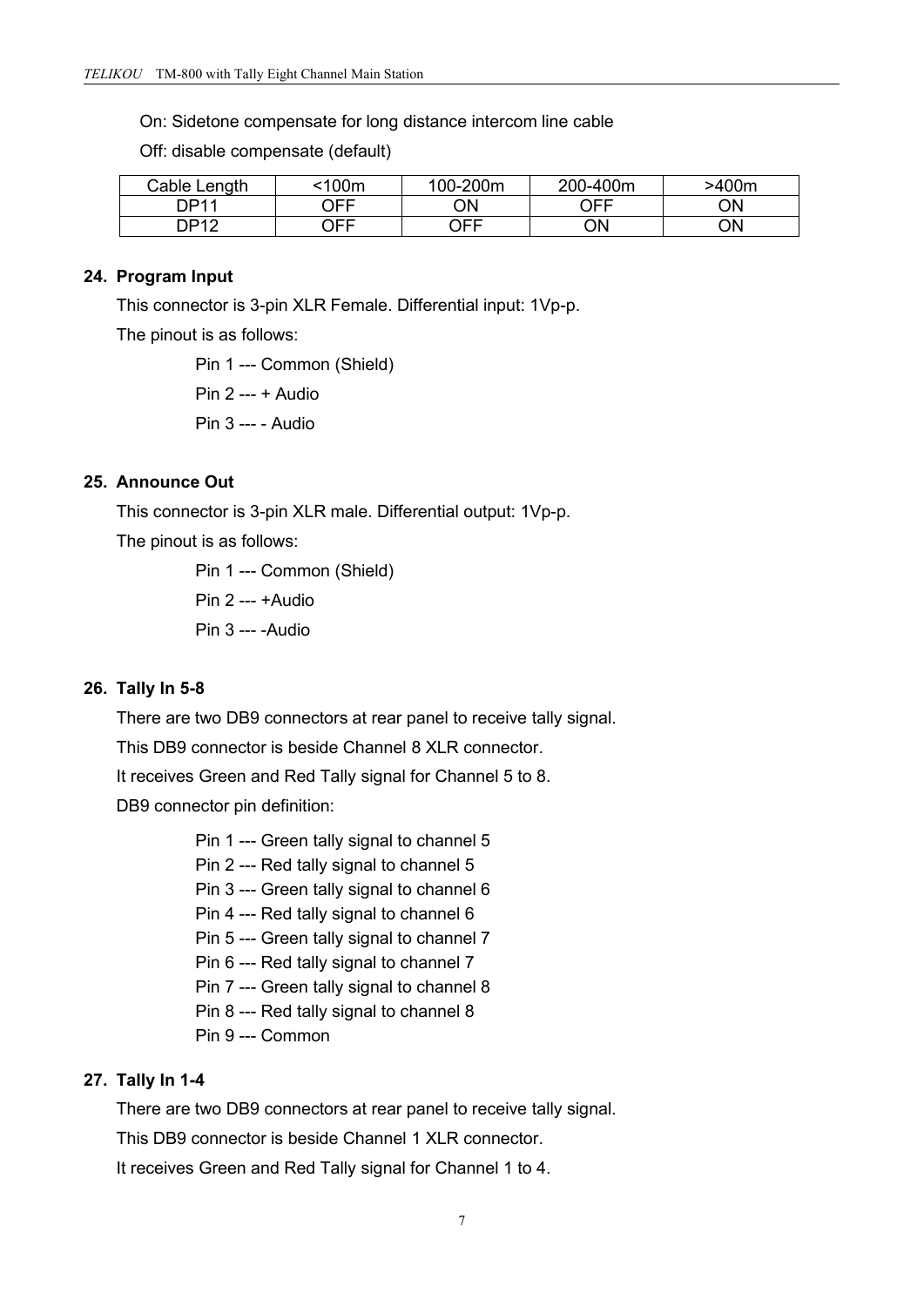On: Sidetone compensate for long distance intercom line cable

Off: disable compensate (default)

| Cable Length | <100m | 100-200m | 200-400m | >400m |
|---|---|---|---|---|
| DP11 | OFF | ON | OFF | ON |
| DP12 | OFF | OFF | ON | ON |

**24. Program Input**

This connector is 3-pin XLR Female. Differential input: 1Vp-p.

The pinout is as follows:

Pin 1 --- Common (Shield)

Pin 2 --- + Audio

Pin 3 --- - Audio

**25. Announce Out**

This connector is 3-pin XLR male. Differential output: 1Vp-p.

The pinout is as follows:

Pin 1 --- Common (Shield)

Pin 2 --- +Audio

Pin 3 --- -Audio

**26. Tally In 5-8**

There are two DB9 connectors at rear panel to receive tally signal.

This DB9 connector is beside Channel 8 XLR connector.

It receives Green and Red Tally signal for Channel 5 to 8.

DB9 connector pin definition:

Pin 1 --- Green tally signal to channel 5
Pin 2 --- Red tally signal to channel 5
Pin 3 --- Green tally signal to channel 6
Pin 4 --- Red tally signal to channel 6
Pin 5 --- Green tally signal to channel 7
Pin 6 --- Red tally signal to channel 7
Pin 7 --- Green tally signal to channel 8
Pin 8 --- Red tally signal to channel 8
Pin 9 --- Common

**27. Tally In 1-4**

There are two DB9 connectors at rear panel to receive tally signal.

This DB9 connector is beside Channel 1 XLR connector.

It receives Green and Red Tally signal for Channel 1 to 4.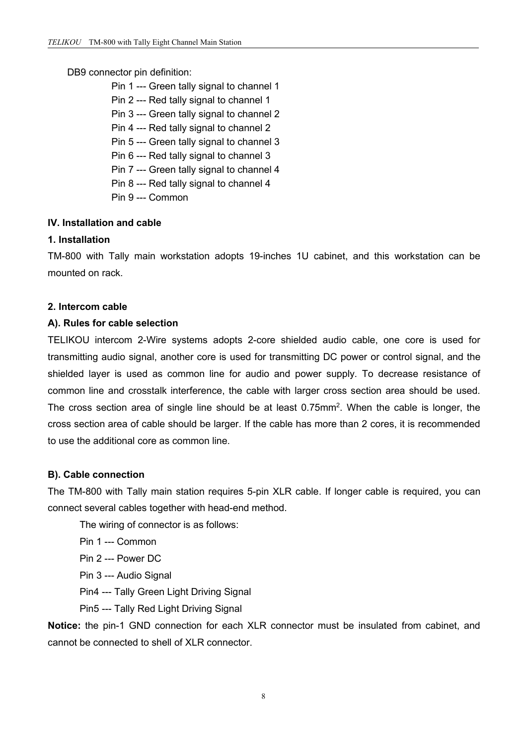DB9 connector pin definition:

Pin 1 --- Green tally signal to channel 1
Pin 2 --- Red tally signal to channel 1
Pin 3 --- Green tally signal to channel 2
Pin 4 --- Red tally signal to channel 2
Pin 5 --- Green tally signal to channel 3
Pin 6 --- Red tally signal to channel 3
Pin 7 --- Green tally signal to channel 4
Pin 8 --- Red tally signal to channel 4
Pin 9 --- Common

## IV. Installation and cable

### 1. Installation

TM-800 with Tally main workstation adopts 19-inches 1U cabinet, and this workstation can be mounted on rack.

### 2. Intercom cable

#### A). Rules for cable selection

TELIKOU intercom 2-Wire systems adopts 2-core shielded audio cable, one core is used for transmitting audio signal, another core is used for transmitting DC power or control signal, and the shielded layer is used as common line for audio and power supply. To decrease resistance of common line and crosstalk interference, the cable with larger cross section area should be used. The cross section area of single line should be at least $0.75mm^2$. When the cable is longer, the cross section area of cable should be larger. If the cable has more than 2 cores, it is recommended to use the additional core as common line.

#### B). Cable connection

The TM-800 with Tally main station requires 5-pin XLR cable. If longer cable is required, you can connect several cables together with head-end method.

The wiring of connector is as follows:

Pin 1 --- Common
Pin 2 --- Power DC
Pin 3 --- Audio Signal
Pin4 --- Tally Green Light Driving Signal
Pin5 --- Tally Red Light Driving Signal

**Notice:** the pin-1 GND connection for each XLR connector must be insulated from cabinet, and cannot be connected to shell of XLR connector.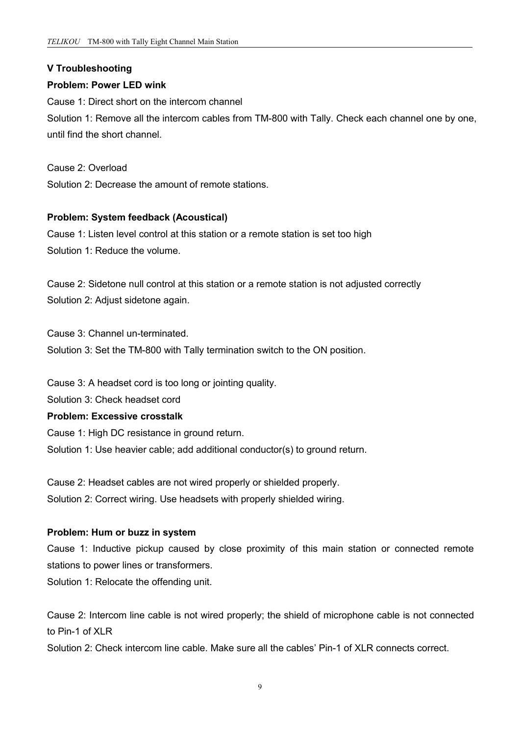## V Troubleshooting

### Problem: Power LED wink

Cause 1: Direct short on the intercom channel

Solution 1: Remove all the intercom cables from TM-800 with Tally. Check each channel one by one, until find the short channel.

Cause 2: Overload

Solution 2: Decrease the amount of remote stations.

### Problem: System feedback (Acoustical)

Cause 1: Listen level control at this station or a remote station is set too high

Solution 1: Reduce the volume.

Cause 2: Sidetone null control at this station or a remote station is not adjusted correctly

Solution 2: Adjust sidetone again.

Cause 3: Channel un-terminated.

Solution 3: Set the TM-800 with Tally termination switch to the ON position.

Cause 3: A headset cord is too long or jointing quality.

Solution 3: Check headset cord

### Problem: Excessive crosstalk

Cause 1: High DC resistance in ground return.

Solution 1: Use heavier cable; add additional conductor(s) to ground return.

Cause 2: Headset cables are not wired properly or shielded properly.

Solution 2: Correct wiring. Use headsets with properly shielded wiring.

### Problem: Hum or buzz in system

Cause 1: Inductive pickup caused by close proximity of this main station or connected remote stations to power lines or transformers.

Solution 1: Relocate the offending unit.

Cause 2: Intercom line cable is not wired properly; the shield of microphone cable is not connected to Pin-1 of XLR

Solution 2: Check intercom line cable. Make sure all the cables' Pin-1 of XLR connects correct.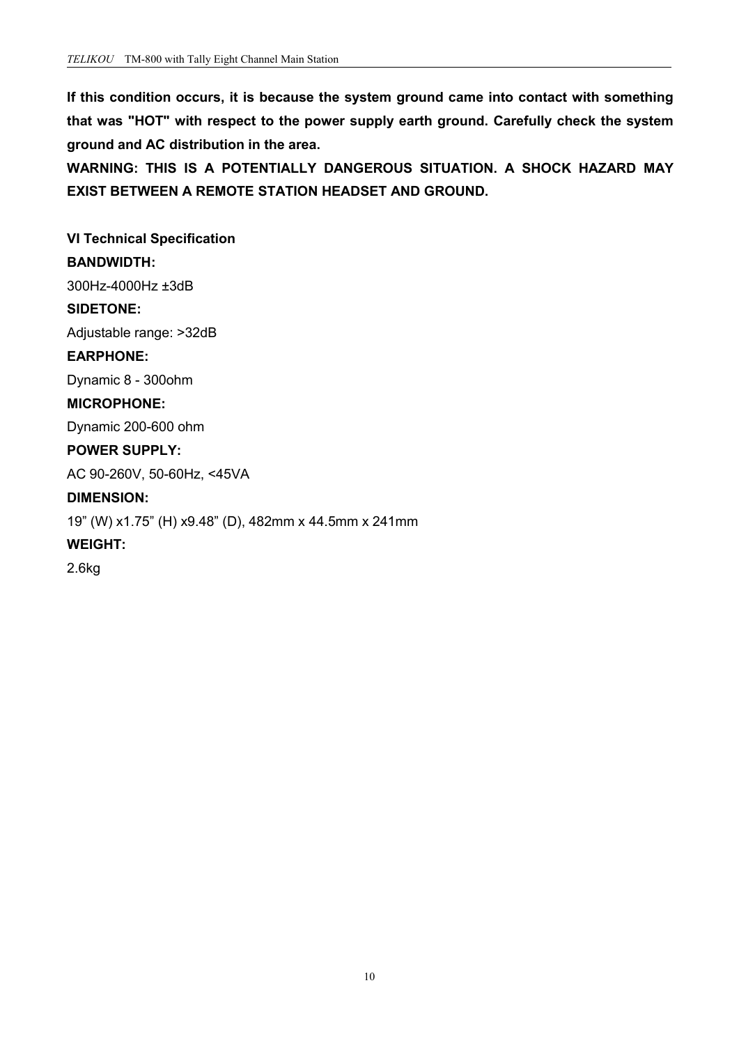**If this condition occurs, it is because the system ground came into contact with something that was "HOT" with respect to the power supply earth ground. Carefully check the system ground and AC distribution in the area.**

**WARNING: THIS IS A POTENTIALLY DANGEROUS SITUATION. A SHOCK HAZARD MAY EXIST BETWEEN A REMOTE STATION HEADSET AND GROUND.**

## VI Technical Specification

**BANDWIDTH:**

300Hz-4000Hz ±3dB

**SIDETONE:**

Adjustable range: >32dB

**EARPHONE:**

Dynamic 8 - 300ohm

**MICROPHONE:**

Dynamic 200-600 ohm

**POWER SUPPLY:**

AC 90-260V, 50-60Hz, <45VA

**DIMENSION:**

19” (W) x1.75” (H) x9.48” (D), 482mm x 44.5mm x 241mm

**WEIGHT:**

2.6kg